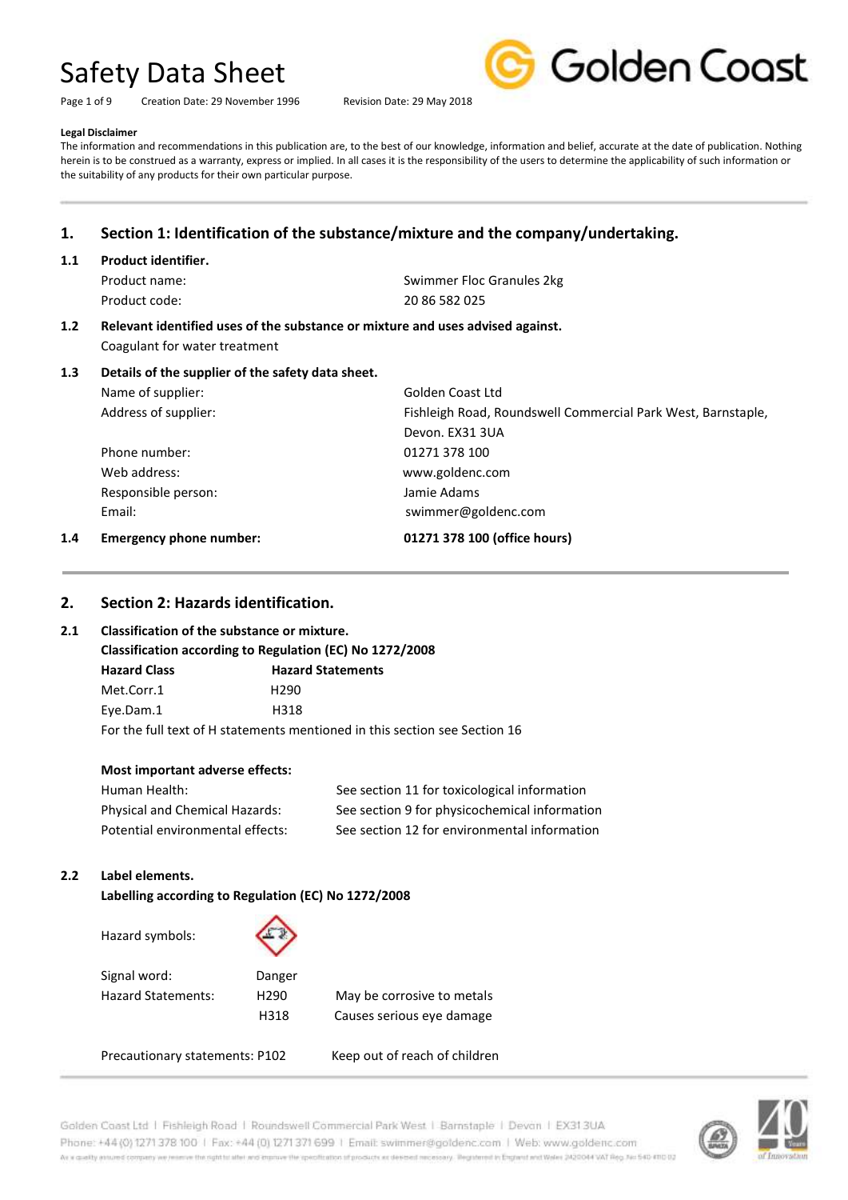# Safety Data Sheet

Creation Date: 29 November 1996 | Revision Date: 29 May 2018

**Legal Disclaimer**

The information and recommendations in this publication are, to the best of our knowledge, information and belief, accurate at the date of publication. Nothing herein is to be construed as a warranty, express or implied. In all cases it is the responsibility of the users to determine the applicability of such information or the suitability of any products for their own particular purpose.

## 1. Section 1: Identification of the substance/mixture and the company/undertaking.

### 1.1 Product identifier.

| | |
|---|---|
| Product name: | Swimmer Floc Granules 2kg |
| Product code: | 20 86 582 025 |

### 1.2 Relevant identified uses of the substance or mixture and uses advised against.

Coagulant for water treatment

### 1.3 Details of the supplier of the safety data sheet.

| | |
|---|---|
| Name of supplier: | Golden Coast Ltd |
| Address of supplier: | Fishleigh Road, Roundswell Commercial Park West, Barnstaple, Devon. EX31 3UA |
| Phone number: | 01271 378 100 |
| Web address: | www.goldenc.com |
| Responsible person: | Jamie Adams |
| Email: | swimmer@goldenc.com |

### 1.4 Emergency phone number: **01271 378 100 (office hours)**

## 2. Section 2: Hazards identification.

### 2.1 Classification of the substance or mixture.

**Classification according to Regulation (EC) No 1272/2008**

| Hazard Class | Hazard Statements |
|---|---|
| Met.Corr.1 | H290 |
| Eye.Dam.1 | H318 |

For the full text of H statements mentioned in this section see Section 16

**Most important adverse effects:**

| | |
|---|---|
| Human Health: | See section 11 for toxicological information |
| Physical and Chemical Hazards: | See section 9 for physicochemical information |
| Potential environmental effects: | See section 12 for environmental information |

### 2.2 Label elements.

**Labelling according to Regulation (EC) No 1272/2008**

Hazard symbols:

Signal word: Danger

| Hazard Statements: | | |
|---|---|---|
| | H290 | May be corrosive to metals |
| | H318 | Causes serious eye damage |

Precautionary statements: P102 Keep out of reach of children

Golden Coast Ltd | Fishleigh Road | Roundswell Commercial Park West | Barnstaple | Devon | EX31 3UA
Phone: +44 (0) 1271 378 100 | Fax: +44 (0) 1271 371 699 | Email: swimmer@goldenc.com | Web: www.goldenc.com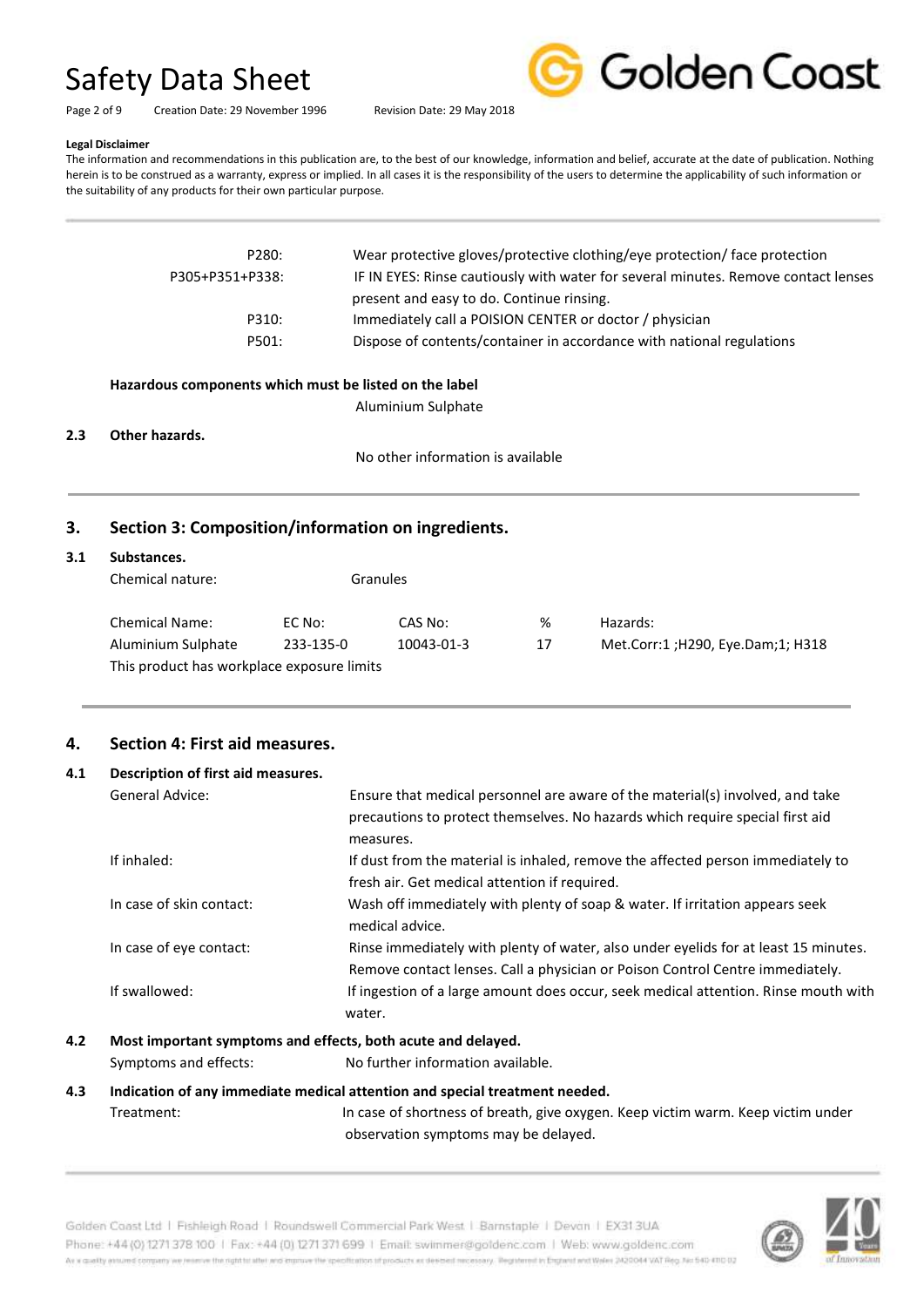**Legal Disclaimer**

The information and recommendations in this publication are, to the best of our knowledge, information and belief, accurate at the date of publication. Nothing herein is to be construed as a warranty, express or implied. In all cases it is the responsibility of the users to determine the applicability of such information or the suitability of any products for their own particular purpose.

| | |
|---|---|
| P280: | Wear protective gloves/protective clothing/eye protection/ face protection |
| P305+P351+P338: | IF IN EYES: Rinse cautiously with water for several minutes. Remove contact lenses present and easy to do. Continue rinsing. |
| P310: | Immediately call a POISION CENTER or doctor / physician |
| P501: | Dispose of contents/container in accordance with national regulations |

**Hazardous components which must be listed on the label**

Aluminium Sulphate

**2.3 Other hazards.**

No other information is available

## 3. Section 3: Composition/information on ingredients.

### 3.1 Substances.

Chemical nature: Granules

| Chemical Name: | EC No: | CAS No: | % | Hazards: |
|---|---|---|---|---|
| Aluminium Sulphate | 233-135-0 | 10043-01-3 | 17 | Met.Corr:1 ;H290, Eye.Dam;1; H318 |

This product has workplace exposure limits

## 4. Section 4: First aid measures.

### 4.1 Description of first aid measures.

| | |
|---|---|
| General Advice: | Ensure that medical personnel are aware of the material(s) involved, and take precautions to protect themselves. No hazards which require special first aid measures. |
| If inhaled: | If dust from the material is inhaled, remove the affected person immediately to fresh air. Get medical attention if required. |
| In case of skin contact: | Wash off immediately with plenty of soap & water. If irritation appears seek medical advice. |
| In case of eye contact: | Rinse immediately with plenty of water, also under eyelids for at least 15 minutes. Remove contact lenses. Call a physician or Poison Control Centre immediately. |
| If swallowed: | If ingestion of a large amount does occur, seek medical attention. Rinse mouth with water. |

### 4.2 Most important symptoms and effects, both acute and delayed.

Symptoms and effects: No further information available.

### 4.3 Indication of any immediate medical attention and special treatment needed.

Treatment: In case of shortness of breath, give oxygen. Keep victim warm. Keep victim under observation symptoms may be delayed.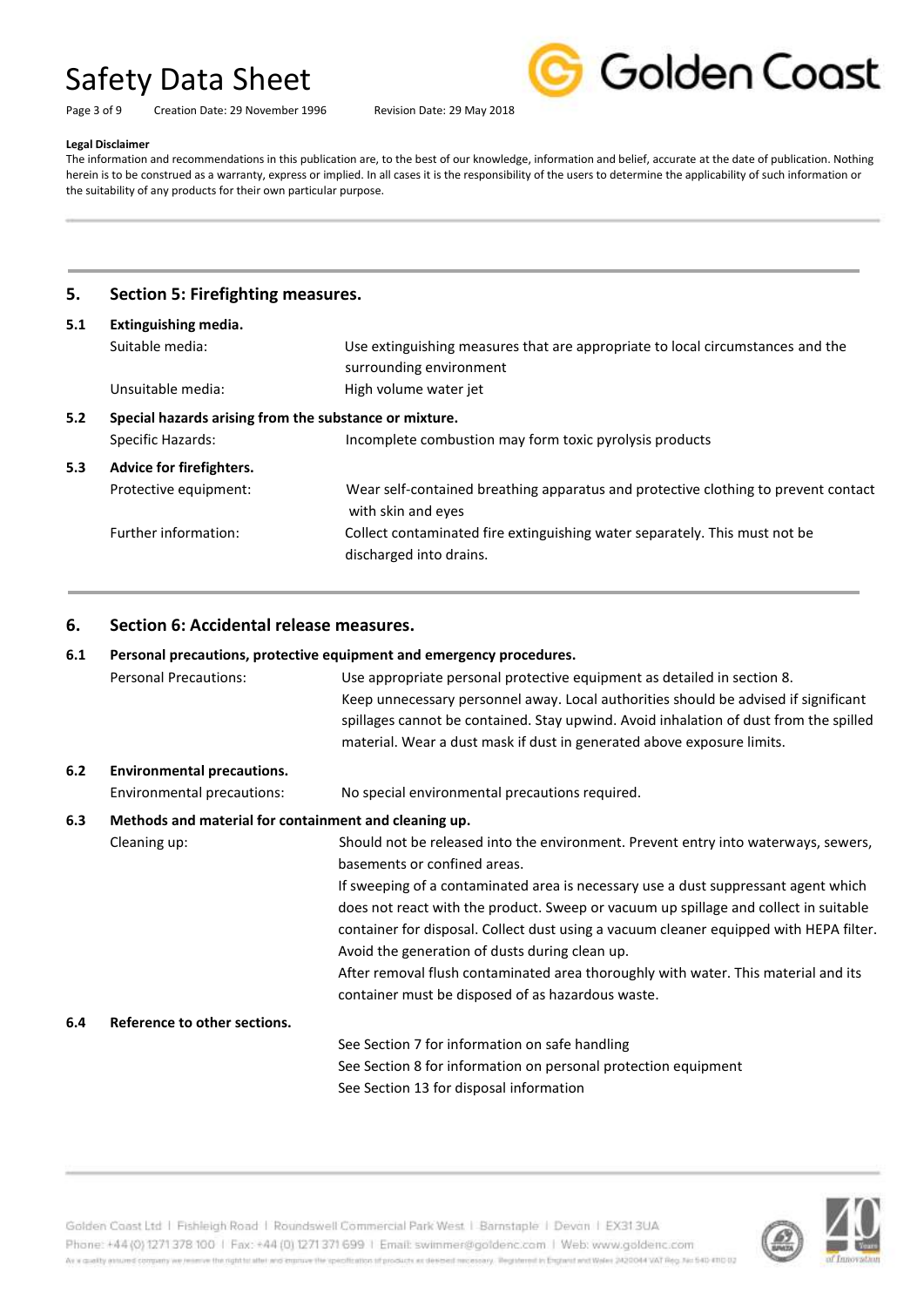**Legal Disclaimer**

The information and recommendations in this publication are, to the best of our knowledge, information and belief, accurate at the date of publication. Nothing herein is to be construed as a warranty, express or implied. In all cases it is the responsibility of the users to determine the applicability of such information or the suitability of any products for their own particular purpose.

## 5. Section 5: Firefighting measures.

### 5.1 Extinguishing media.

| | |
|---|---|
| Suitable media: | Use extinguishing measures that are appropriate to local circumstances and the surrounding environment |
| Unsuitable media: | High volume water jet |

### 5.2 Special hazards arising from the substance or mixture.

| | |
|---|---|
| Specific Hazards: | Incomplete combustion may form toxic pyrolysis products |

### 5.3 Advice for firefighters.

| | |
|---|---|
| Protective equipment: | Wear self-contained breathing apparatus and protective clothing to prevent contact with skin and eyes |
| Further information: | Collect contaminated fire extinguishing water separately. This must not be discharged into drains. |

## 6. Section 6: Accidental release measures.

### 6.1 Personal precautions, protective equipment and emergency procedures.

| | |
|---|---|
| Personal Precautions: | Use appropriate personal protective equipment as detailed in section 8. Keep unnecessary personnel away. Local authorities should be advised if significant spillages cannot be contained. Stay upwind. Avoid inhalation of dust from the spilled material. Wear a dust mask if dust in generated above exposure limits. |

### 6.2 Environmental precautions.

| | |
|---|---|
| Environmental precautions: | No special environmental precautions required. |

### 6.3 Methods and material for containment and cleaning up.

| | |
|---|---|
| Cleaning up: | Should not be released into the environment. Prevent entry into waterways, sewers, basements or confined areas.<br>If sweeping of a contaminated area is necessary use a dust suppressant agent which does not react with the product. Sweep or vacuum up spillage and collect in suitable container for disposal. Collect dust using a vacuum cleaner equipped with HEPA filter. Avoid the generation of dusts during clean up.<br>After removal flush contaminated area thoroughly with water. This material and its container must be disposed of as hazardous waste. |

### 6.4 Reference to other sections.

See Section 7 for information on safe handling
See Section 8 for information on personal protection equipment
See Section 13 for disposal information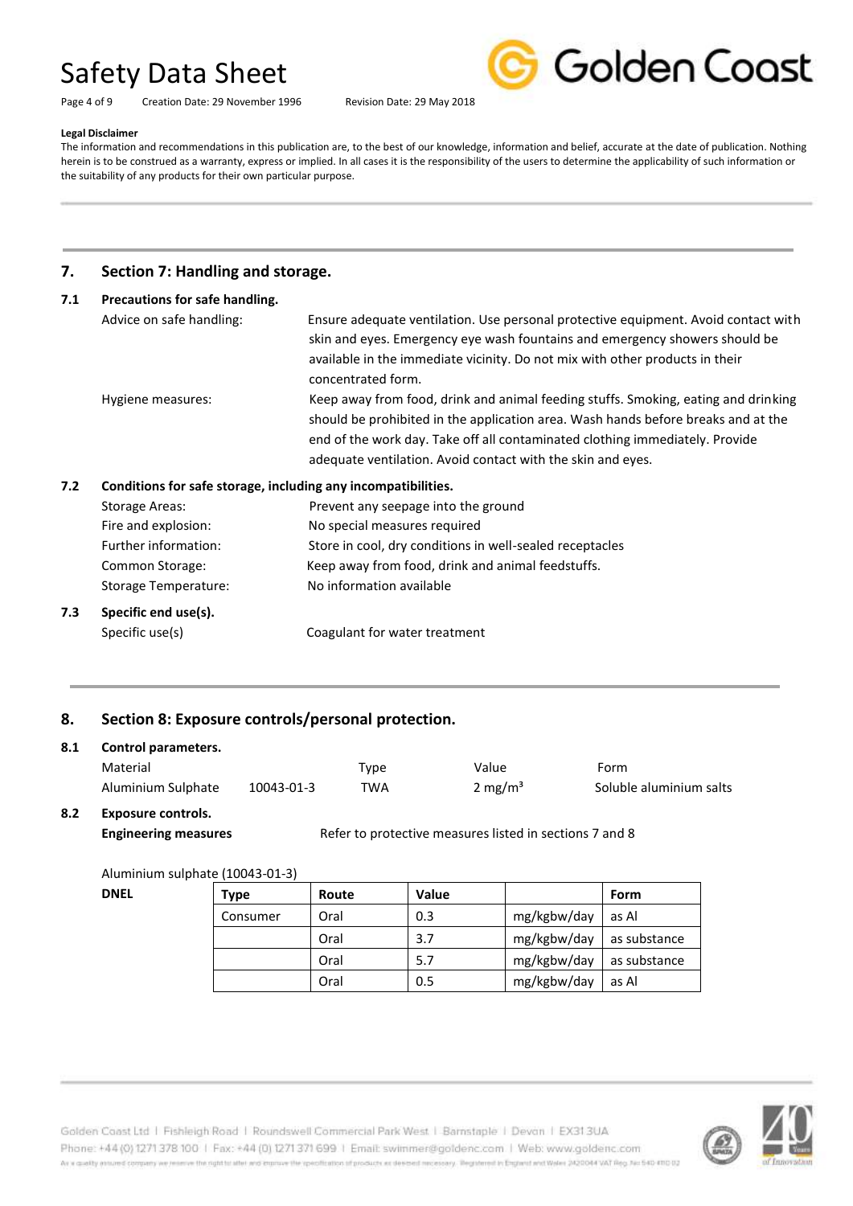**Legal Disclaimer**

The information and recommendations in this publication are, to the best of our knowledge, information and belief, accurate at the date of publication. Nothing herein is to be construed as a warranty, express or implied. In all cases it is the responsibility of the users to determine the applicability of such information or the suitability of any products for their own particular purpose.

## 7. Section 7: Handling and storage.

### 7.1 Precautions for safe handling.

Advice on safe handling: Ensure adequate ventilation. Use personal protective equipment. Avoid contact with skin and eyes. Emergency eye wash fountains and emergency showers should be available in the immediate vicinity. Do not mix with other products in their concentrated form.

Hygiene measures: Keep away from food, drink and animal feeding stuffs. Smoking, eating and drinking should be prohibited in the application area. Wash hands before breaks and at the end of the work day. Take off all contaminated clothing immediately. Provide adequate ventilation. Avoid contact with the skin and eyes.

### 7.2 Conditions for safe storage, including any incompatibilities.

Storage Areas: Prevent any seepage into the ground

Fire and explosion: No special measures required

Further information: Store in cool, dry conditions in well-sealed receptacles

Common Storage: Keep away from food, drink and animal feedstuffs.

Storage Temperature: No information available

### 7.3 Specific end use(s).

Specific use(s) Coagulant for water treatment

## 8. Section 8: Exposure controls/personal protection.

### 8.1 Control parameters.

| Material | | Type | Value | Form |
|---|---|---|---|---|
| Aluminium Sulphate | 10043-01-3 | TWA | 2 mg/m³ | Soluble aluminium salts |

### 8.2 Exposure controls.

**Engineering measures** Refer to protective measures listed in sections 7 and 8

Aluminium sulphate (10043-01-3)

**DNEL**

| Type | Route | Value | | Form |
|---|---|---|---|---|
| Consumer | Oral | 0.3 | mg/kgbw/day | as Al |
| | Oral | 3.7 | mg/kgbw/day | as substance |
| | Oral | 5.7 | mg/kgbw/day | as substance |
| | Oral | 0.5 | mg/kgbw/day | as Al |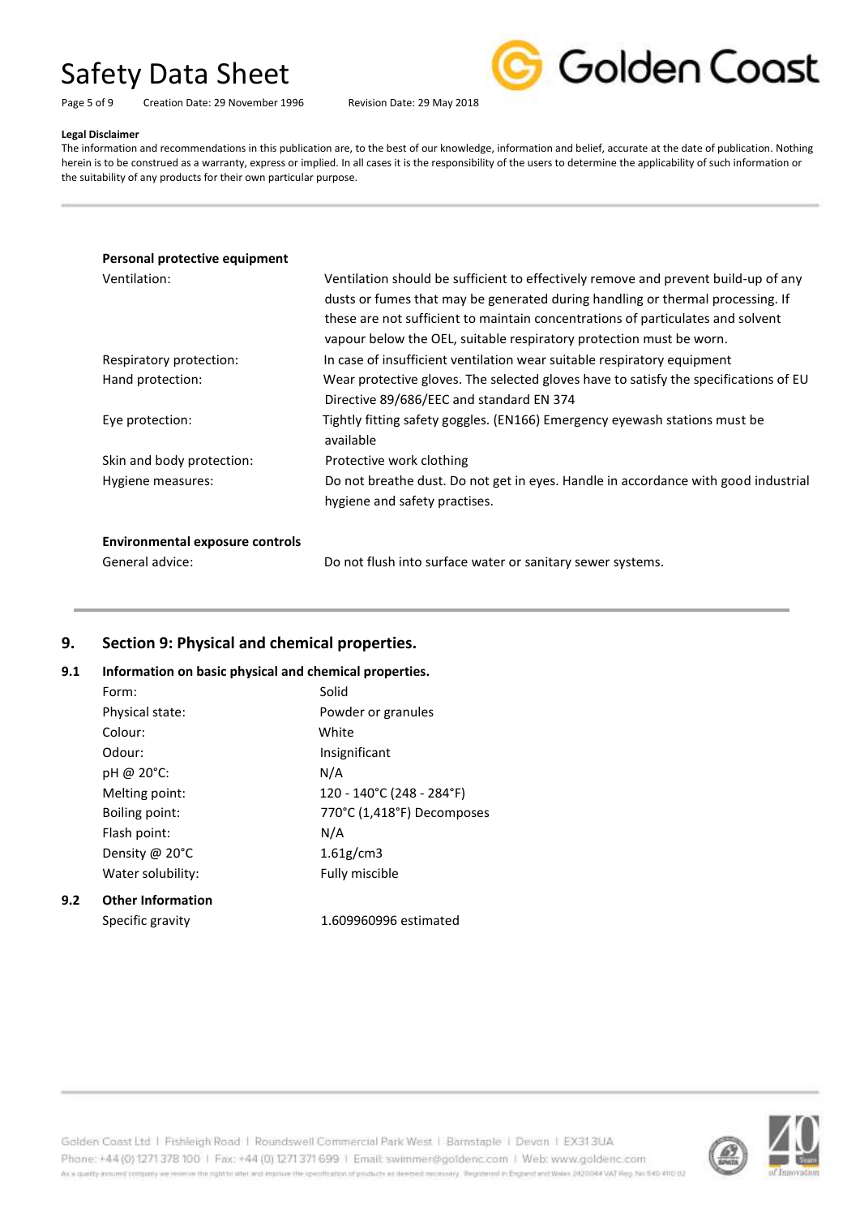**Legal Disclaimer**

The information and recommendations in this publication are, to the best of our knowledge, information and belief, accurate at the date of publication. Nothing herein is to be construed as a warranty, express or implied. In all cases it is the responsibility of the users to determine the applicability of such information or the suitability of any products for their own particular purpose.

**Personal protective equipment**

| | |
|---|---|
| Ventilation: | Ventilation should be sufficient to effectively remove and prevent build-up of any dusts or fumes that may be generated during handling or thermal processing. If these are not sufficient to maintain concentrations of particulates and solvent vapour below the OEL, suitable respiratory protection must be worn. |
| Respiratory protection: | In case of insufficient ventilation wear suitable respiratory equipment |
| Hand protection: | Wear protective gloves. The selected gloves have to satisfy the specifications of EU Directive 89/686/EEC and standard EN 374 |
| Eye protection: | Tightly fitting safety goggles. (EN166) Emergency eyewash stations must be available |
| Skin and body protection: | Protective work clothing |
| Hygiene measures: | Do not breathe dust. Do not get in eyes. Handle in accordance with good industrial hygiene and safety practises. |

**Environmental exposure controls**

| | |
|---|---|
| General advice: | Do not flush into surface water or sanitary sewer systems. |

## 9. Section 9: Physical and chemical properties.

### 9.1 Information on basic physical and chemical properties.

| | |
|---|---|
| Form: | Solid |
| Physical state: | Powder or granules |
| Colour: | White |
| Odour: | Insignificant |
| pH @ 20°C: | N/A |
| Melting point: | 120 - 140°C (248 - 284°F) |
| Boiling point: | 770°C (1,418°F) Decomposes |
| Flash point: | N/A |
| Density @ 20°C | 1.61g/cm3 |
| Water solubility: | Fully miscible |

### 9.2 Other Information

| | |
|---|---|
| Specific gravity | 1.609960996 estimated |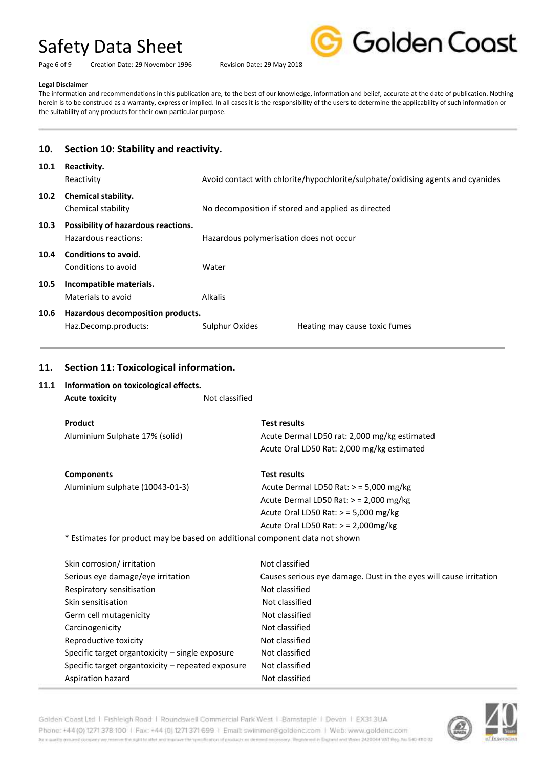**Legal Disclaimer**

The information and recommendations in this publication are, to the best of our knowledge, information and belief, accurate at the date of publication. Nothing herein is to be construed as a warranty, express or implied. In all cases it is the responsibility of the users to determine the applicability of such information or the suitability of any products for their own particular purpose.

## 10. Section 10: Stability and reactivity.

**10.1 Reactivity.**

| | |
|---|---|
| Reactivity | Avoid contact with chlorite/hypochlorite/sulphate/oxidising agents and cyanides |

**10.2 Chemical stability.**

| | |
|---|---|
| Chemical stability | No decomposition if stored and applied as directed |

**10.3 Possibility of hazardous reactions.**

| | |
|---|---|
| Hazardous reactions: | Hazardous polymerisation does not occur |

**10.4 Conditions to avoid.**

| | |
|---|---|
| Conditions to avoid | Water |

**10.5 Incompatible materials.**

| | |
|---|---|
| Materials to avoid | Alkalis |

**10.6 Hazardous decomposition products.**

| | | |
|---|---|---|
| Haz.Decomp.products: | Sulphur Oxides | Heating may cause toxic fumes |

## 11. Section 11: Toxicological information.

**11.1 Information on toxicological effects.**

**Acute toxicity** Not classified

| **Product** | **Test results** |
|---|---|
| Aluminium Sulphate 17% (solid) | Acute Dermal LD50 rat: 2,000 mg/kg estimated |
| | Acute Oral LD50 Rat: 2,000 mg/kg estimated |

| **Components** | **Test results** |
|---|---|
| Aluminium sulphate (10043-01-3) | Acute Dermal LD50 Rat: > = 5,000 mg/kg |
| | Acute Dermal LD50 Rat: > = 2,000 mg/kg |
| | Acute Oral LD50 Rat: > = 5,000 mg/kg |
| | Acute Oral LD50 Rat: > = 2,000mg/kg |

* Estimates for product may be based on additional component data not shown

| | |
|---|---|
| Skin corrosion/ irritation | Not classified |
| Serious eye damage/eye irritation | Causes serious eye damage. Dust in the eyes will cause irritation |
| Respiratory sensitisation | Not classified |
| Skin sensitisation | Not classified |
| Germ cell mutagenicity | Not classified |
| Carcinogenicity | Not classified |
| Reproductive toxicity | Not classified |
| Specific target organtoxicity – single exposure | Not classified |
| Specific target organtoxicity – repeated exposure | Not classified |
| Aspiration hazard | Not classified |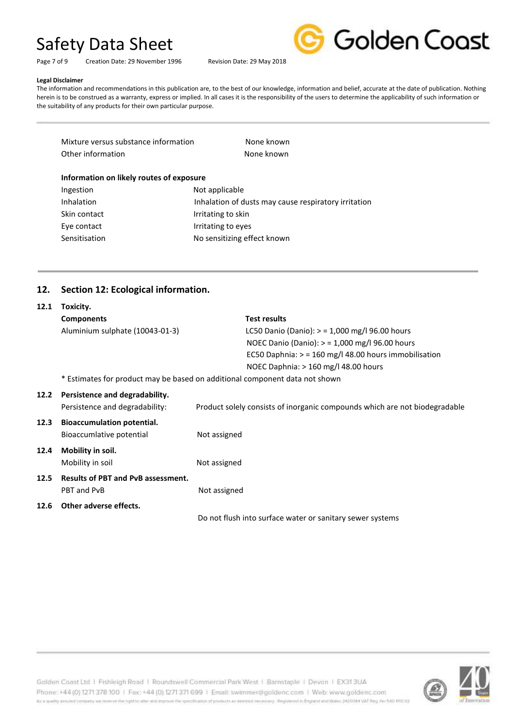**Legal Disclaimer**

The information and recommendations in this publication are, to the best of our knowledge, information and belief, accurate at the date of publication. Nothing herein is to be construed as a warranty, express or implied. In all cases it is the responsibility of the users to determine the applicability of such information or the suitability of any products for their own particular purpose.

| | |
|---|---|
| Mixture versus substance information | None known |
| Other information | None known |

**Information on likely routes of exposure**

| | |
|---|---|
| Ingestion | Not applicable |
| Inhalation | Inhalation of dusts may cause respiratory irritation |
| Skin contact | Irritating to skin |
| Eye contact | Irritating to eyes |
| Sensitisation | No sensitizing effect known |

## 12. Section 12: Ecological information.

### 12.1 Toxicity.

| Components | Test results |
|---|---|
| Aluminium sulphate (10043-01-3) | LC50 Danio (Danio): > = 1,000 mg/l 96.00 hours |
| | NOEC Danio (Danio): > = 1,000 mg/l 96.00 hours |
| | EC50 Daphnia: > = 160 mg/l 48.00 hours immobilisation |
| | NOEC Daphnia: > 160 mg/l 48.00 hours |

* Estimates for product may be based on additional component data not shown

### 12.2 Persistence and degradability.

Persistence and degradability: Product solely consists of inorganic compounds which are not biodegradable

### 12.3 Bioaccumulation potential.

Bioaccumlative potential Not assigned

### 12.4 Mobility in soil.

Mobility in soil Not assigned

### 12.5 Results of PBT and PvB assessment.

PBT and PvB Not assigned

### 12.6 Other adverse effects.

Do not flush into surface water or sanitary sewer systems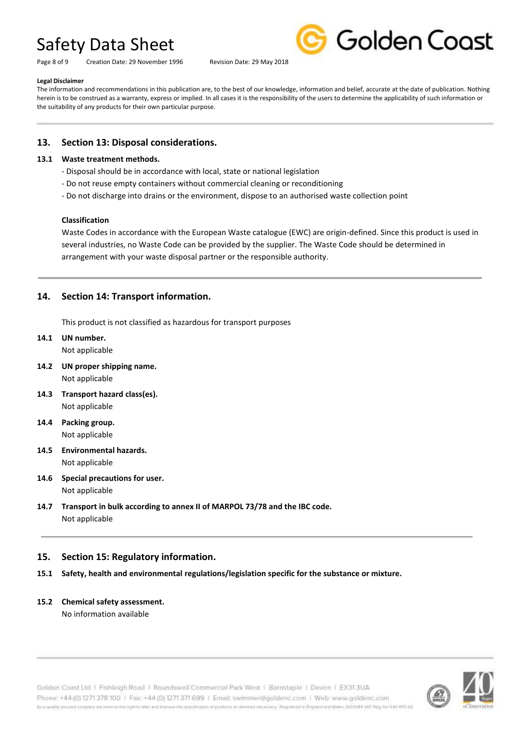**Legal Disclaimer**

The information and recommendations in this publication are, to the best of our knowledge, information and belief, accurate at the date of publication. Nothing herein is to be construed as a warranty, express or implied. In all cases it is the responsibility of the users to determine the applicability of such information or the suitability of any products for their own particular purpose.

## 13. Section 13: Disposal considerations.

### 13.1 Waste treatment methods.

- Disposal should be in accordance with local, state or national legislation
- Do not reuse empty containers without commercial cleaning or reconditioning
- Do not discharge into drains or the environment, dispose to an authorised waste collection point

**Classification**

Waste Codes in accordance with the European Waste catalogue (EWC) are origin-defined. Since this product is used in several industries, no Waste Code can be provided by the supplier. The Waste Code should be determined in arrangement with your waste disposal partner or the responsible authority.

## 14. Section 14: Transport information.

This product is not classified as hazardous for transport purposes

### 14.1 UN number.

Not applicable

### 14.2 UN proper shipping name.

Not applicable

### 14.3 Transport hazard class(es).

Not applicable

### 14.4 Packing group.

Not applicable

### 14.5 Environmental hazards.

Not applicable

### 14.6 Special precautions for user.

Not applicable

### 14.7 Transport in bulk according to annex II of MARPOL 73/78 and the IBC code.

Not applicable

## 15. Section 15: Regulatory information.

### 15.1 Safety, health and environmental regulations/legislation specific for the substance or mixture.

### 15.2 Chemical safety assessment.

No information available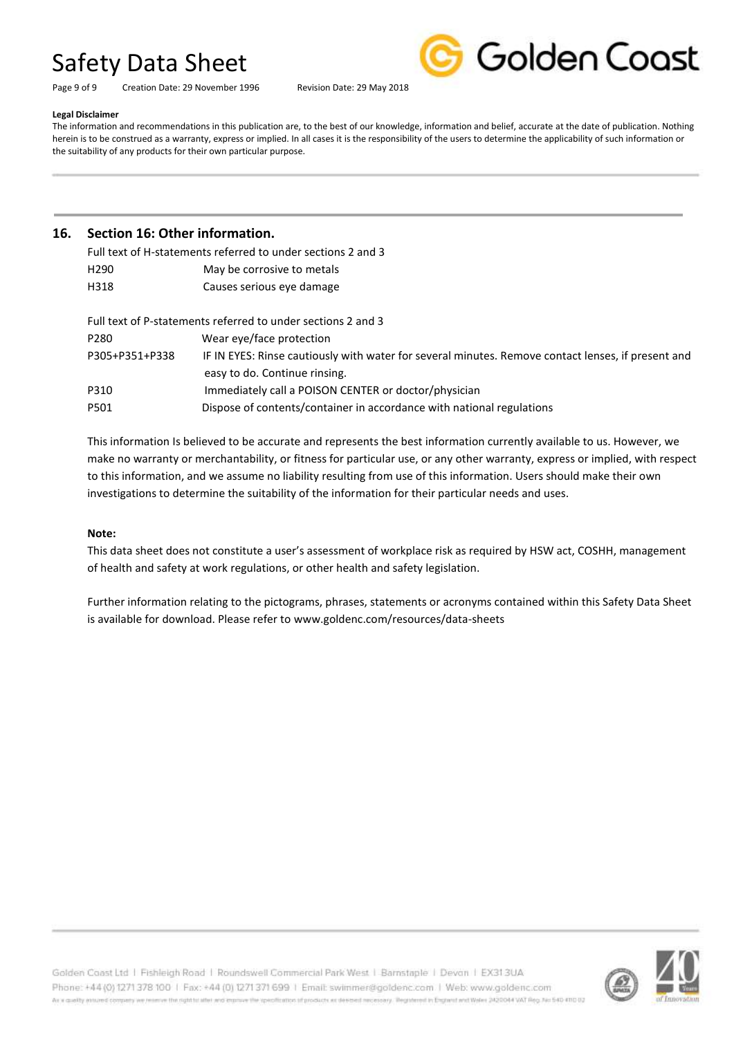**Legal Disclaimer**

The information and recommendations in this publication are, to the best of our knowledge, information and belief, accurate at the date of publication. Nothing herein is to be construed as a warranty, express or implied. In all cases it is the responsibility of the users to determine the applicability of such information or the suitability of any products for their own particular purpose.

## 16. Section 16: Other information.

Full text of H-statements referred to under sections 2 and 3

| | |
|---|---|
| H290 | May be corrosive to metals |
| H318 | Causes serious eye damage |

Full text of P-statements referred to under sections 2 and 3

| | |
|---|---|
| P280 | Wear eye/face protection |
| P305+P351+P338 | IF IN EYES: Rinse cautiously with water for several minutes. Remove contact lenses, if present and easy to do. Continue rinsing. |
| P310 | Immediately call a POISON CENTER or doctor/physician |
| P501 | Dispose of contents/container in accordance with national regulations |

This information Is believed to be accurate and represents the best information currently available to us. However, we make no warranty or merchantability, or fitness for particular use, or any other warranty, express or implied, with respect to this information, and we assume no liability resulting from use of this information. Users should make their own investigations to determine the suitability of the information for their particular needs and uses.

**Note:**

This data sheet does not constitute a user's assessment of workplace risk as required by HSW act, COSHH, management of health and safety at work regulations, or other health and safety legislation.

Further information relating to the pictograms, phrases, statements or acronyms contained within this Safety Data Sheet is available for download. Please refer to www.goldenc.com/resources/data-sheets